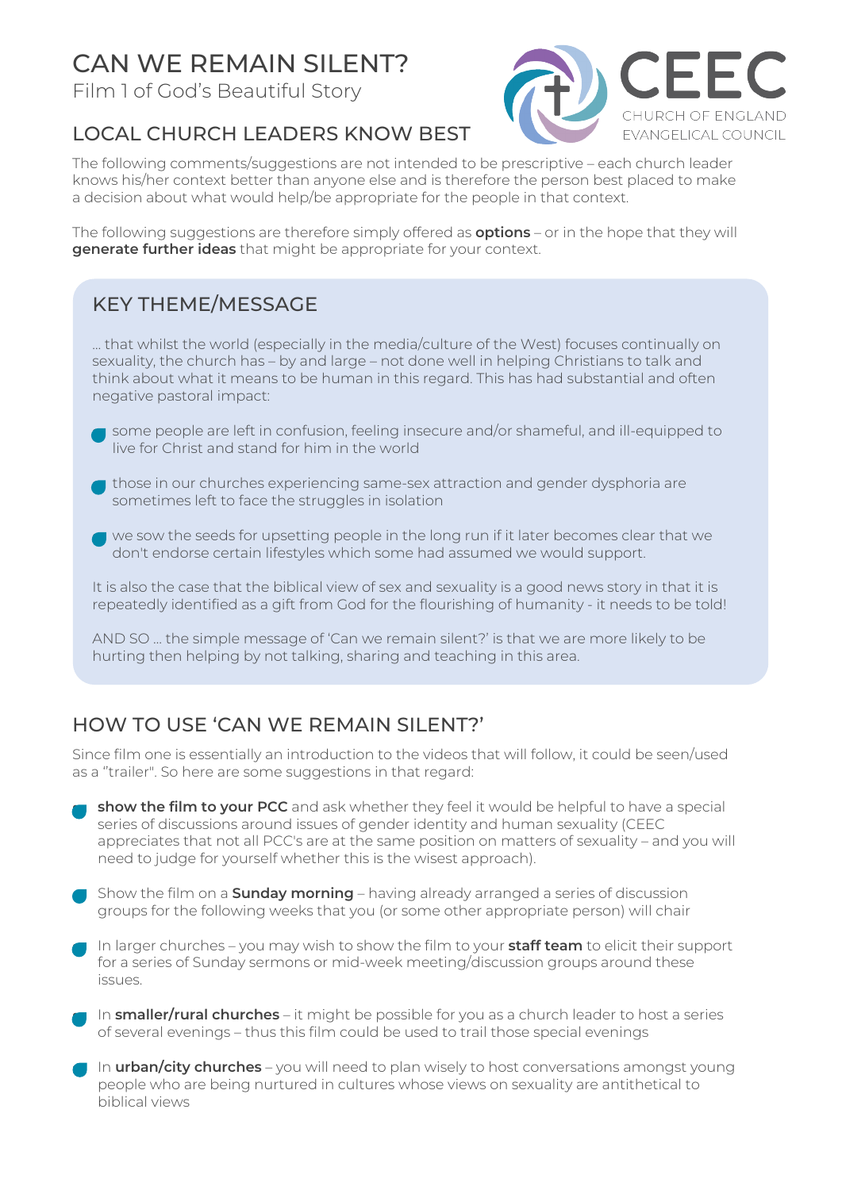# CAN WE REMAIN SILENT?

Film 1 of God's Beautiful Story

CEEC
CHURCH OF ENGLAND
EVANGELICAL COUNCIL

## LOCAL CHURCH LEADERS KNOW BEST

The following comments/suggestions are not intended to be prescriptive – each church leader knows his/her context better than anyone else and is therefore the person best placed to make a decision about what would help/be appropriate for the people in that context.

The following suggestions are therefore simply offered as **options** – or in the hope that they will **generate further ideas** that might be appropriate for your context.

## KEY THEME/MESSAGE

... that whilst the world (especially in the media/culture of the West) focuses continually on sexuality, the church has – by and large – not done well in helping Christians to talk and think about what it means to be human in this regard. This has had substantial and often negative pastoral impact:

- some people are left in confusion, feeling insecure and/or shameful, and ill-equipped to live for Christ and stand for him in the world
- those in our churches experiencing same-sex attraction and gender dysphoria are sometimes left to face the struggles in isolation
- we sow the seeds for upsetting people in the long run if it later becomes clear that we don't endorse certain lifestyles which some had assumed we would support.

It is also the case that the biblical view of sex and sexuality is a good news story in that it is repeatedly identified as a gift from God for the flourishing of humanity - it needs to be told!

AND SO ... the simple message of 'Can we remain silent?' is that we are more likely to be hurting then helping by not talking, sharing and teaching in this area.

## HOW TO USE 'CAN WE REMAIN SILENT?'

Since film one is essentially an introduction to the videos that will follow, it could be seen/used as a "trailer". So here are some suggestions in that regard:

- **show the film to your PCC** and ask whether they feel it would be helpful to have a special series of discussions around issues of gender identity and human sexuality (CEEC appreciates that not all PCC's are at the same position on matters of sexuality – and you will need to judge for yourself whether this is the wisest approach).
- Show the film on a **Sunday morning** – having already arranged a series of discussion groups for the following weeks that you (or some other appropriate person) will chair
- In larger churches – you may wish to show the film to your **staff team** to elicit their support for a series of Sunday sermons or mid-week meeting/discussion groups around these issues.
- In **smaller/rural churches** – it might be possible for you as a church leader to host a series of several evenings – thus this film could be used to trail those special evenings
- In **urban/city churches** – you will need to plan wisely to host conversations amongst young people who are being nurtured in cultures whose views on sexuality are antithetical to biblical views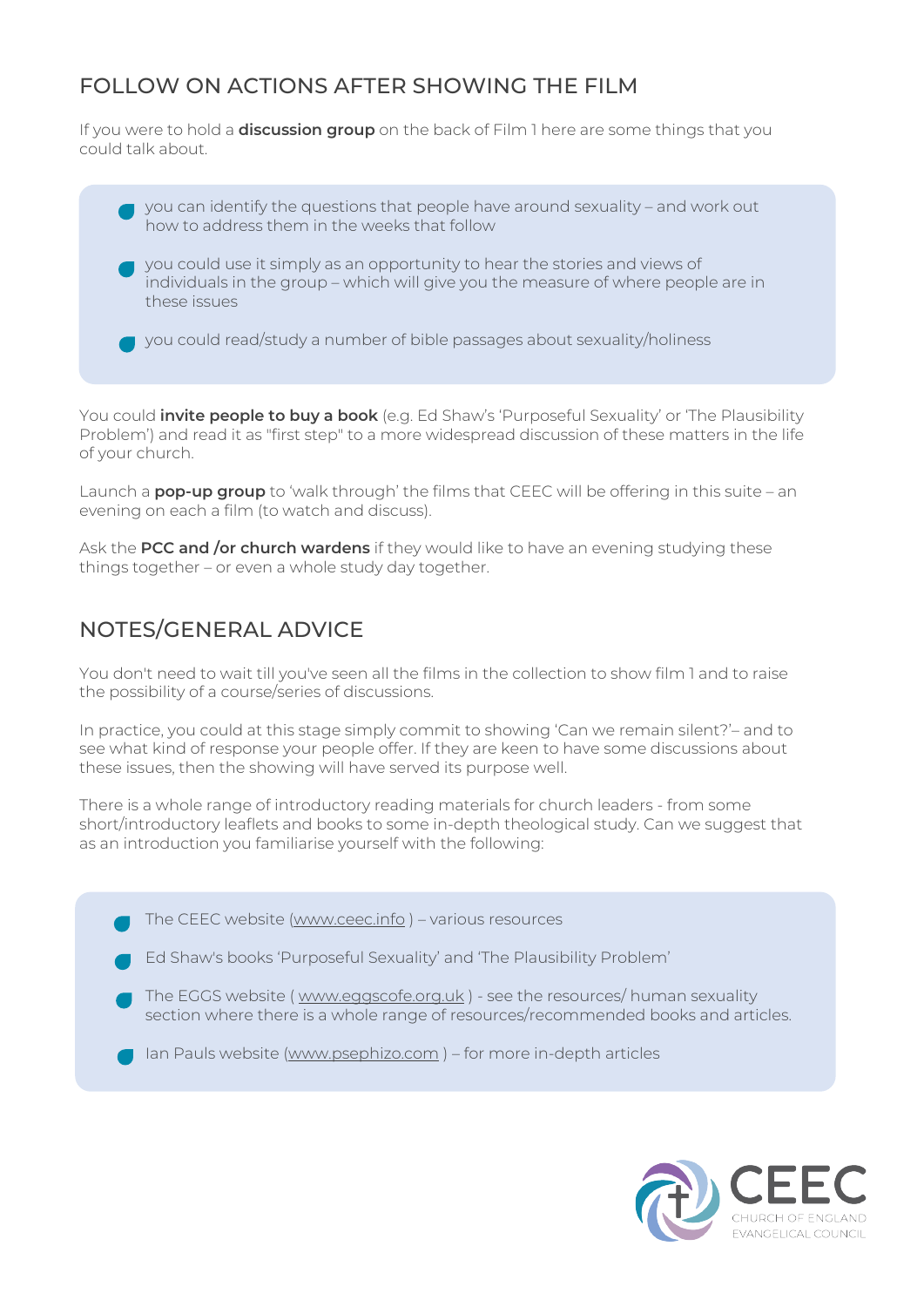## FOLLOW ON ACTIONS AFTER SHOWING THE FILM

If you were to hold a **discussion group** on the back of Film 1 here are some things that you could talk about.

- you can identify the questions that people have around sexuality – and work out how to address them in the weeks that follow
- you could use it simply as an opportunity to hear the stories and views of individuals in the group – which will give you the measure of where people are in these issues
- you could read/study a number of bible passages about sexuality/holiness

You could **invite people to buy a book** (e.g. Ed Shaw's 'Purposeful Sexuality' or 'The Plausibility Problem') and read it as "first step" to a more widespread discussion of these matters in the life of your church.

Launch a **pop-up group** to 'walk through' the films that CEEC will be offering in this suite – an evening on each a film (to watch and discuss).

Ask the **PCC and /or church wardens** if they would like to have an evening studying these things together – or even a whole study day together.

## NOTES/GENERAL ADVICE

You don't need to wait till you've seen all the films in the collection to show film 1 and to raise the possibility of a course/series of discussions.

In practice, you could at this stage simply commit to showing 'Can we remain silent?'– and to see what kind of response your people offer. If they are keen to have some discussions about these issues, then the showing will have served its purpose well.

There is a whole range of introductory reading materials for church leaders - from some short/introductory leaflets and books to some in-depth theological study. Can we suggest that as an introduction you familiarise yourself with the following:

- The CEEC website (www.ceec.info ) – various resources
- Ed Shaw's books 'Purposeful Sexuality' and 'The Plausibility Problem'
- The EGGS website ( www.eggscofe.org.uk ) - see the resources/ human sexuality section where there is a whole range of resources/recommended books and articles.
- Ian Pauls website (www.psephizo.com ) – for more in-depth articles

CEEC
CHURCH OF ENGLAND EVANGELICAL COUNCIL